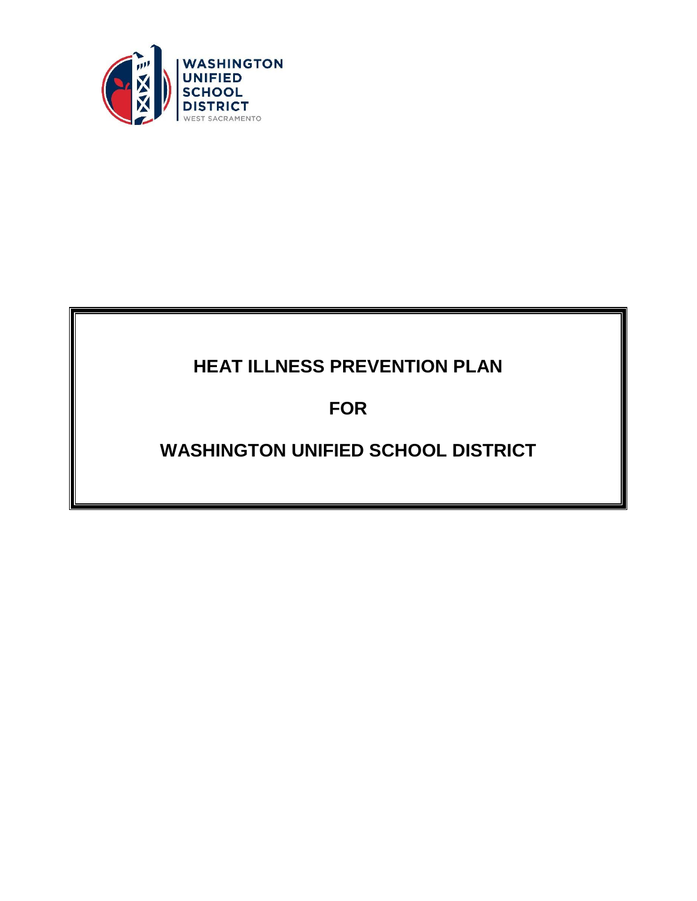WASHINGTON UNIFIED SCHOOL DISTRICT

WEST SACRAMENTO

# HEAT ILLNESS PREVENTION PLAN

# FOR

# WASHINGTON UNIFIED SCHOOL DISTRICT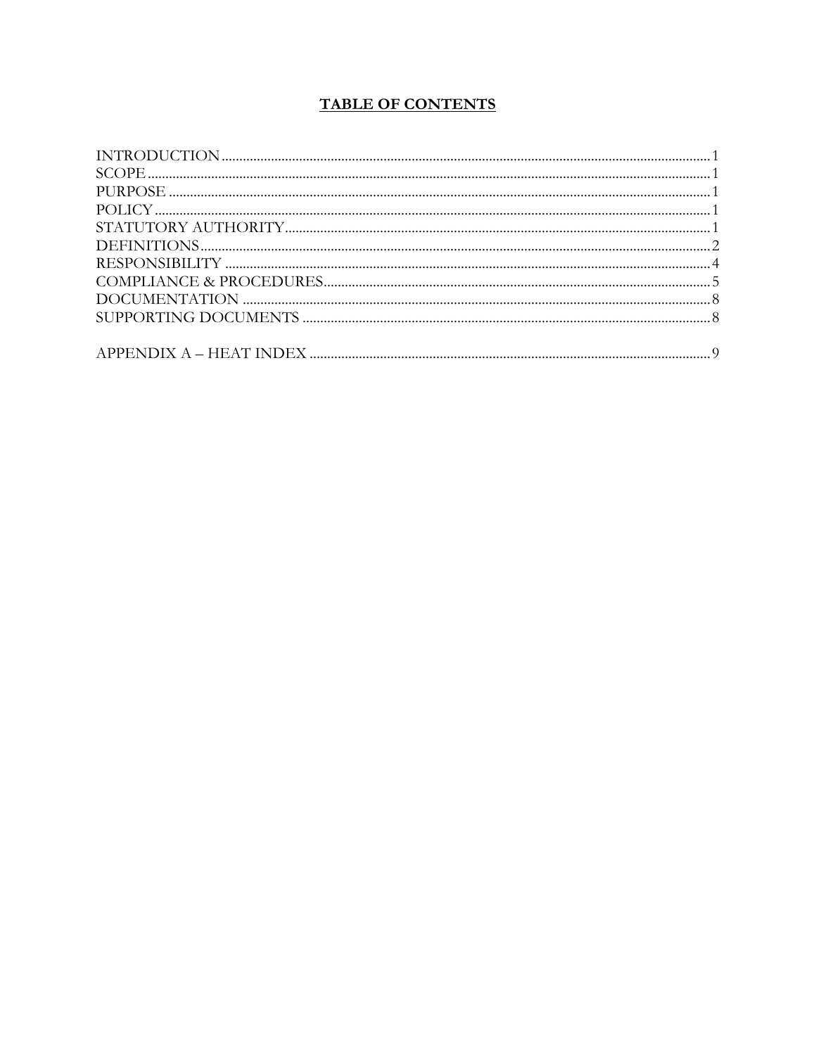# TABLE OF CONTENTS

| Section | Page |
|---|---|
| INTRODUCTION | 1 |
| SCOPE | 1 |
| PURPOSE | 1 |
| POLICY | 1 |
| STATUTORY AUTHORITY | 1 |
| DEFINITIONS | 2 |
| RESPONSIBILITY | 4 |
| COMPLIANCE & PROCEDURES | 5 |
| DOCUMENTATION | 8 |
| SUPPORTING DOCUMENTS | 8 |
| APPENDIX A – HEAT INDEX | 9 |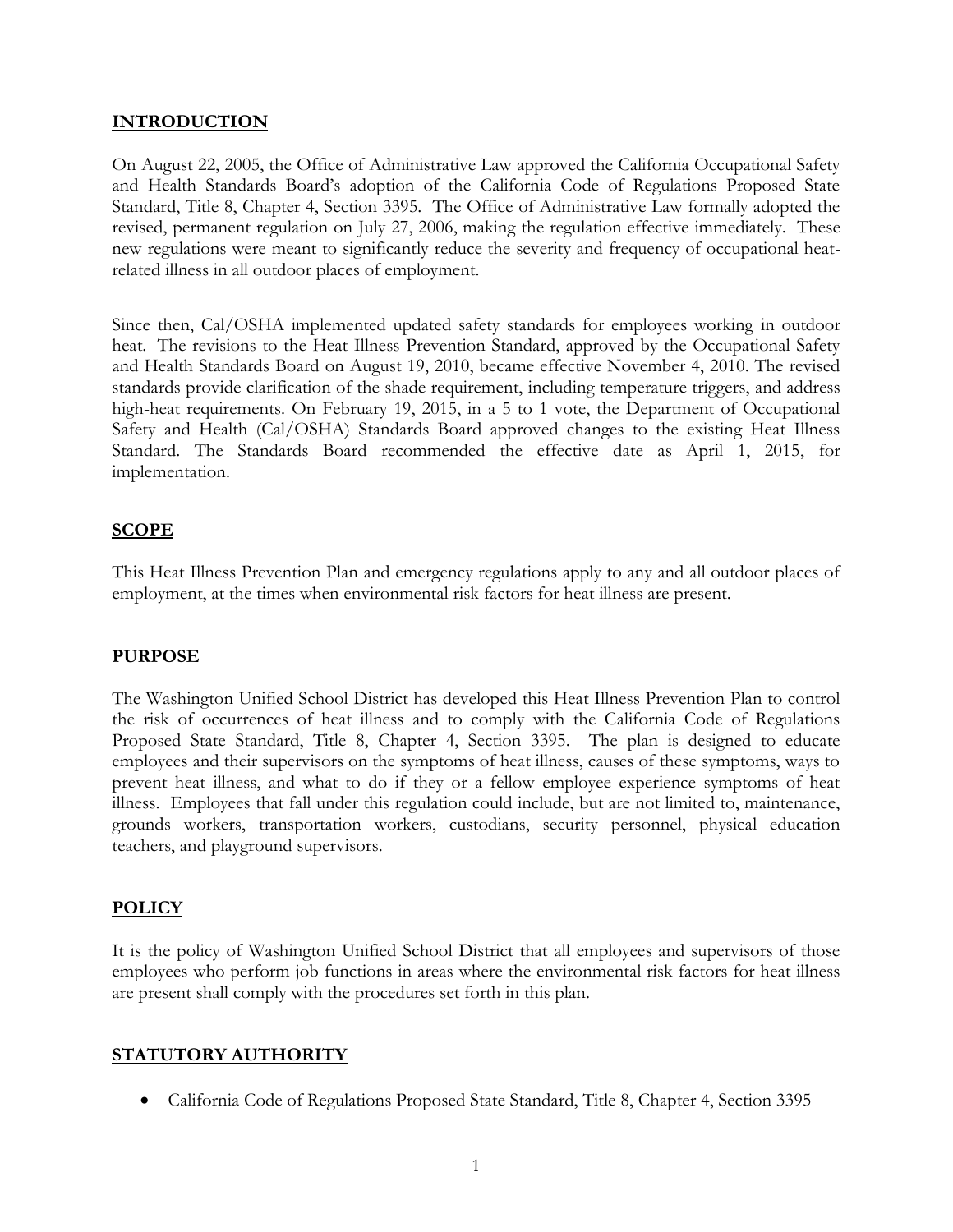## INTRODUCTION

On August 22, 2005, the Office of Administrative Law approved the California Occupational Safety and Health Standards Board's adoption of the California Code of Regulations Proposed State Standard, Title 8, Chapter 4, Section 3395. The Office of Administrative Law formally adopted the revised, permanent regulation on July 27, 2006, making the regulation effective immediately. These new regulations were meant to significantly reduce the severity and frequency of occupational heat-related illness in all outdoor places of employment.

Since then, Cal/OSHA implemented updated safety standards for employees working in outdoor heat. The revisions to the Heat Illness Prevention Standard, approved by the Occupational Safety and Health Standards Board on August 19, 2010, became effective November 4, 2010. The revised standards provide clarification of the shade requirement, including temperature triggers, and address high-heat requirements. On February 19, 2015, in a 5 to 1 vote, the Department of Occupational Safety and Health (Cal/OSHA) Standards Board approved changes to the existing Heat Illness Standard. The Standards Board recommended the effective date as April 1, 2015, for implementation.

## SCOPE

This Heat Illness Prevention Plan and emergency regulations apply to any and all outdoor places of employment, at the times when environmental risk factors for heat illness are present.

## PURPOSE

The Washington Unified School District has developed this Heat Illness Prevention Plan to control the risk of occurrences of heat illness and to comply with the California Code of Regulations Proposed State Standard, Title 8, Chapter 4, Section 3395. The plan is designed to educate employees and their supervisors on the symptoms of heat illness, causes of these symptoms, ways to prevent heat illness, and what to do if they or a fellow employee experience symptoms of heat illness. Employees that fall under this regulation could include, but are not limited to, maintenance, grounds workers, transportation workers, custodians, security personnel, physical education teachers, and playground supervisors.

## POLICY

It is the policy of Washington Unified School District that all employees and supervisors of those employees who perform job functions in areas where the environmental risk factors for heat illness are present shall comply with the procedures set forth in this plan.

## STATUTORY AUTHORITY

- California Code of Regulations Proposed State Standard, Title 8, Chapter 4, Section 3395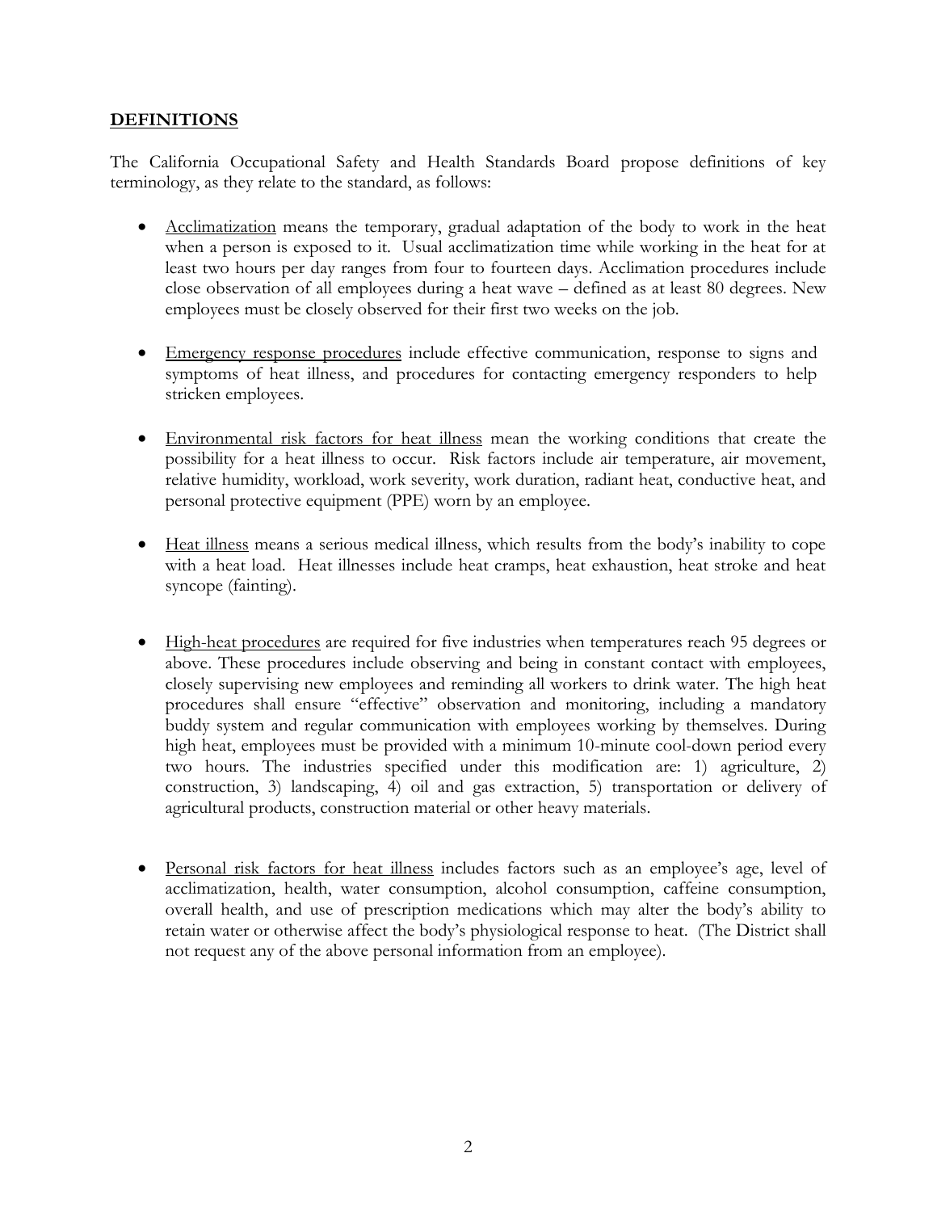## DEFINITIONS

The California Occupational Safety and Health Standards Board propose definitions of key terminology, as they relate to the standard, as follows:

- Acclimatization means the temporary, gradual adaptation of the body to work in the heat when a person is exposed to it. Usual acclimatization time while working in the heat for at least two hours per day ranges from four to fourteen days. Acclimation procedures include close observation of all employees during a heat wave – defined as at least 80 degrees. New employees must be closely observed for their first two weeks on the job.

- Emergency response procedures include effective communication, response to signs and symptoms of heat illness, and procedures for contacting emergency responders to help stricken employees.

- Environmental risk factors for heat illness mean the working conditions that create the possibility for a heat illness to occur. Risk factors include air temperature, air movement, relative humidity, workload, work severity, work duration, radiant heat, conductive heat, and personal protective equipment (PPE) worn by an employee.

- Heat illness means a serious medical illness, which results from the body's inability to cope with a heat load. Heat illnesses include heat cramps, heat exhaustion, heat stroke and heat syncope (fainting).

- High-heat procedures are required for five industries when temperatures reach 95 degrees or above. These procedures include observing and being in constant contact with employees, closely supervising new employees and reminding all workers to drink water. The high heat procedures shall ensure "effective" observation and monitoring, including a mandatory buddy system and regular communication with employees working by themselves. During high heat, employees must be provided with a minimum 10-minute cool-down period every two hours. The industries specified under this modification are: 1) agriculture, 2) construction, 3) landscaping, 4) oil and gas extraction, 5) transportation or delivery of agricultural products, construction material or other heavy materials.

- Personal risk factors for heat illness includes factors such as an employee's age, level of acclimatization, health, water consumption, alcohol consumption, caffeine consumption, overall health, and use of prescription medications which may alter the body's ability to retain water or otherwise affect the body's physiological response to heat. (The District shall not request any of the above personal information from an employee).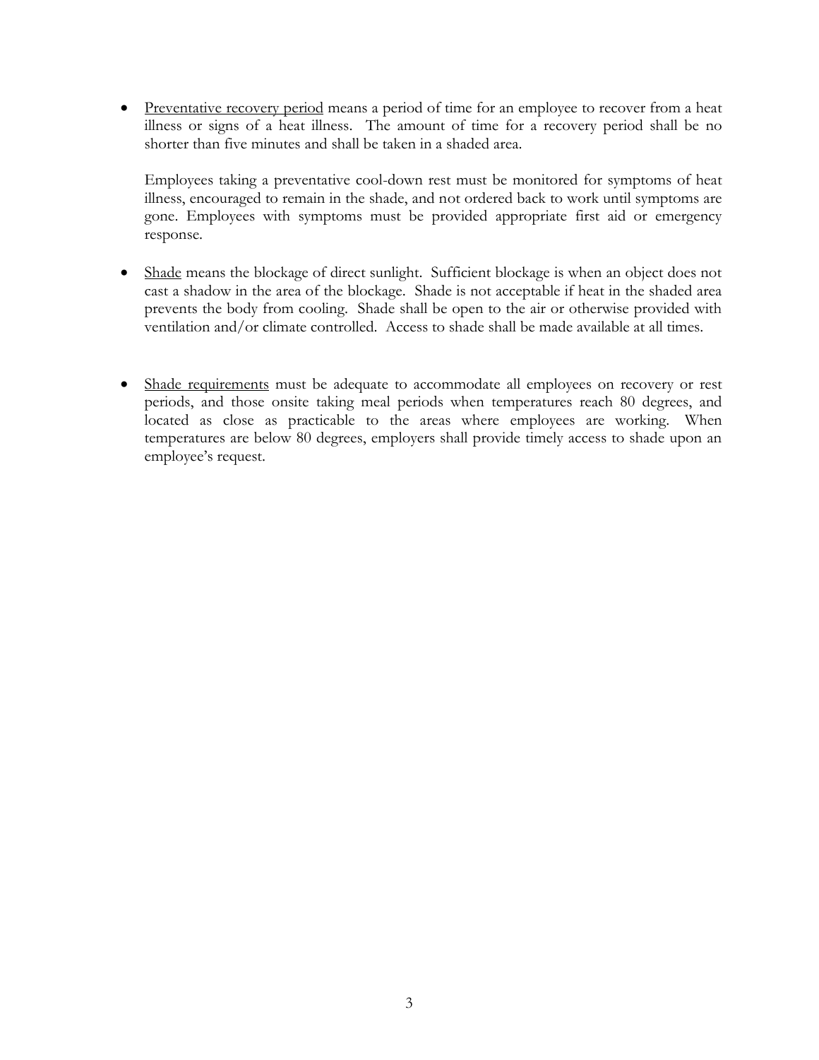- Preventative recovery period means a period of time for an employee to recover from a heat illness or signs of a heat illness. The amount of time for a recovery period shall be no shorter than five minutes and shall be taken in a shaded area.

  Employees taking a preventative cool-down rest must be monitored for symptoms of heat illness, encouraged to remain in the shade, and not ordered back to work until symptoms are gone. Employees with symptoms must be provided appropriate first aid or emergency response.

- Shade means the blockage of direct sunlight. Sufficient blockage is when an object does not cast a shadow in the area of the blockage. Shade is not acceptable if heat in the shaded area prevents the body from cooling. Shade shall be open to the air or otherwise provided with ventilation and/or climate controlled. Access to shade shall be made available at all times.

- Shade requirements must be adequate to accommodate all employees on recovery or rest periods, and those onsite taking meal periods when temperatures reach 80 degrees, and located as close as practicable to the areas where employees are working. When temperatures are below 80 degrees, employers shall provide timely access to shade upon an employee's request.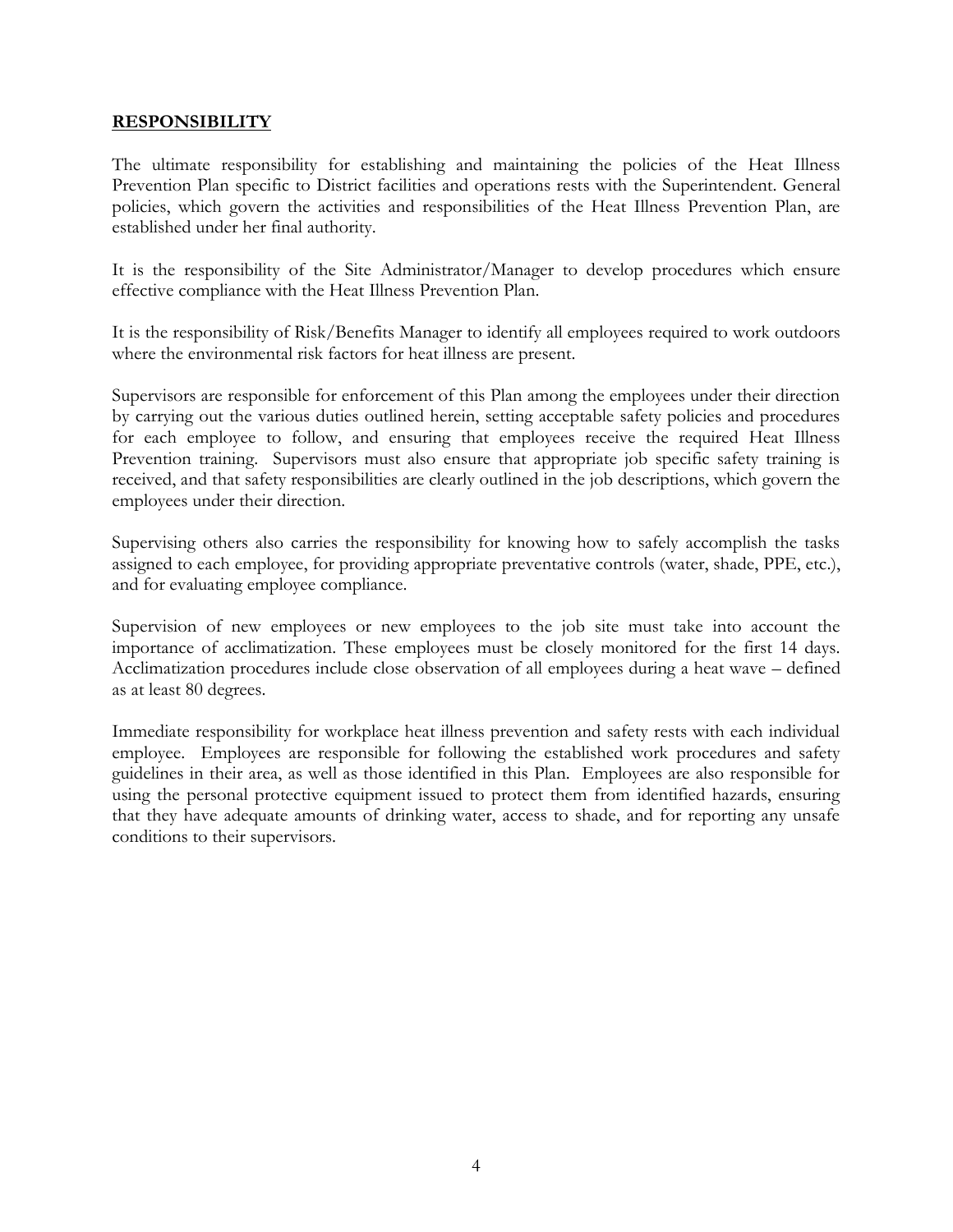## **RESPONSIBILITY**

The ultimate responsibility for establishing and maintaining the policies of the Heat Illness Prevention Plan specific to District facilities and operations rests with the Superintendent. General policies, which govern the activities and responsibilities of the Heat Illness Prevention Plan, are established under her final authority.

It is the responsibility of the Site Administrator/Manager to develop procedures which ensure effective compliance with the Heat Illness Prevention Plan.

It is the responsibility of Risk/Benefits Manager to identify all employees required to work outdoors where the environmental risk factors for heat illness are present.

Supervisors are responsible for enforcement of this Plan among the employees under their direction by carrying out the various duties outlined herein, setting acceptable safety policies and procedures for each employee to follow, and ensuring that employees receive the required Heat Illness Prevention training. Supervisors must also ensure that appropriate job specific safety training is received, and that safety responsibilities are clearly outlined in the job descriptions, which govern the employees under their direction.

Supervising others also carries the responsibility for knowing how to safely accomplish the tasks assigned to each employee, for providing appropriate preventative controls (water, shade, PPE, etc.), and for evaluating employee compliance.

Supervision of new employees or new employees to the job site must take into account the importance of acclimatization. These employees must be closely monitored for the first 14 days. Acclimatization procedures include close observation of all employees during a heat wave – defined as at least 80 degrees.

Immediate responsibility for workplace heat illness prevention and safety rests with each individual employee. Employees are responsible for following the established work procedures and safety guidelines in their area, as well as those identified in this Plan. Employees are also responsible for using the personal protective equipment issued to protect them from identified hazards, ensuring that they have adequate amounts of drinking water, access to shade, and for reporting any unsafe conditions to their supervisors.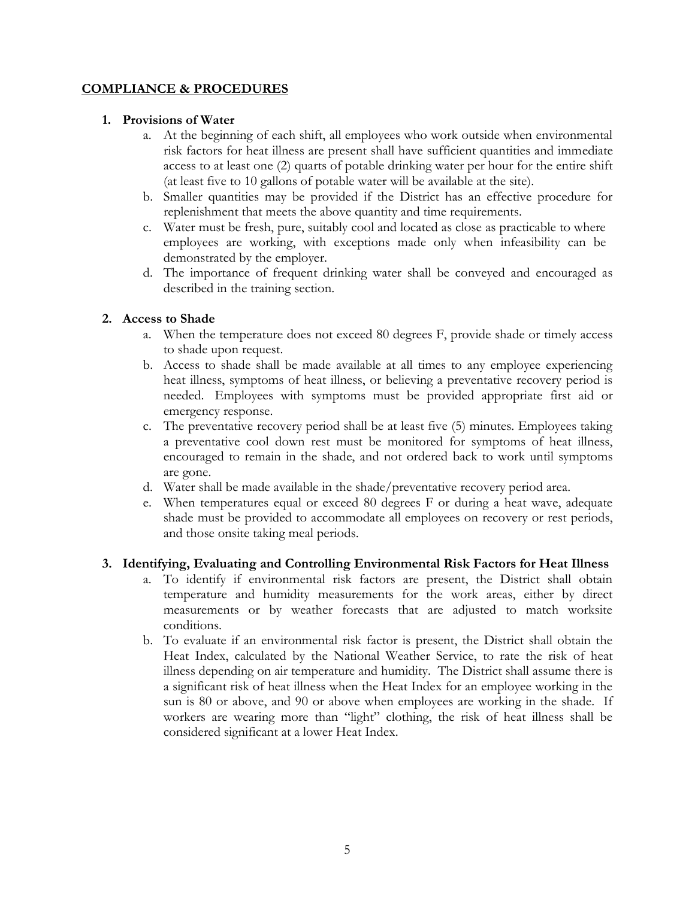## COMPLIANCE & PROCEDURES

### 1. Provisions of Water

a. At the beginning of each shift, all employees who work outside when environmental risk factors for heat illness are present shall have sufficient quantities and immediate access to at least one (2) quarts of potable drinking water per hour for the entire shift (at least five to 10 gallons of potable water will be available at the site).

b. Smaller quantities may be provided if the District has an effective procedure for replenishment that meets the above quantity and time requirements.

c. Water must be fresh, pure, suitably cool and located as close as practicable to where employees are working, with exceptions made only when infeasibility can be demonstrated by the employer.

d. The importance of frequent drinking water shall be conveyed and encouraged as described in the training section.

### 2. Access to Shade

a. When the temperature does not exceed 80 degrees F, provide shade or timely access to shade upon request.

b. Access to shade shall be made available at all times to any employee experiencing heat illness, symptoms of heat illness, or believing a preventative recovery period is needed. Employees with symptoms must be provided appropriate first aid or emergency response.

c. The preventative recovery period shall be at least five (5) minutes. Employees taking a preventative cool down rest must be monitored for symptoms of heat illness, encouraged to remain in the shade, and not ordered back to work until symptoms are gone.

d. Water shall be made available in the shade/preventative recovery period area.

e. When temperatures equal or exceed 80 degrees F or during a heat wave, adequate shade must be provided to accommodate all employees on recovery or rest periods, and those onsite taking meal periods.

### 3. Identifying, Evaluating and Controlling Environmental Risk Factors for Heat Illness

a. To identify if environmental risk factors are present, the District shall obtain temperature and humidity measurements for the work areas, either by direct measurements or by weather forecasts that are adjusted to match worksite conditions.

b. To evaluate if an environmental risk factor is present, the District shall obtain the Heat Index, calculated by the National Weather Service, to rate the risk of heat illness depending on air temperature and humidity. The District shall assume there is a significant risk of heat illness when the Heat Index for an employee working in the sun is 80 or above, and 90 or above when employees are working in the shade. If workers are wearing more than "light" clothing, the risk of heat illness shall be considered significant at a lower Heat Index.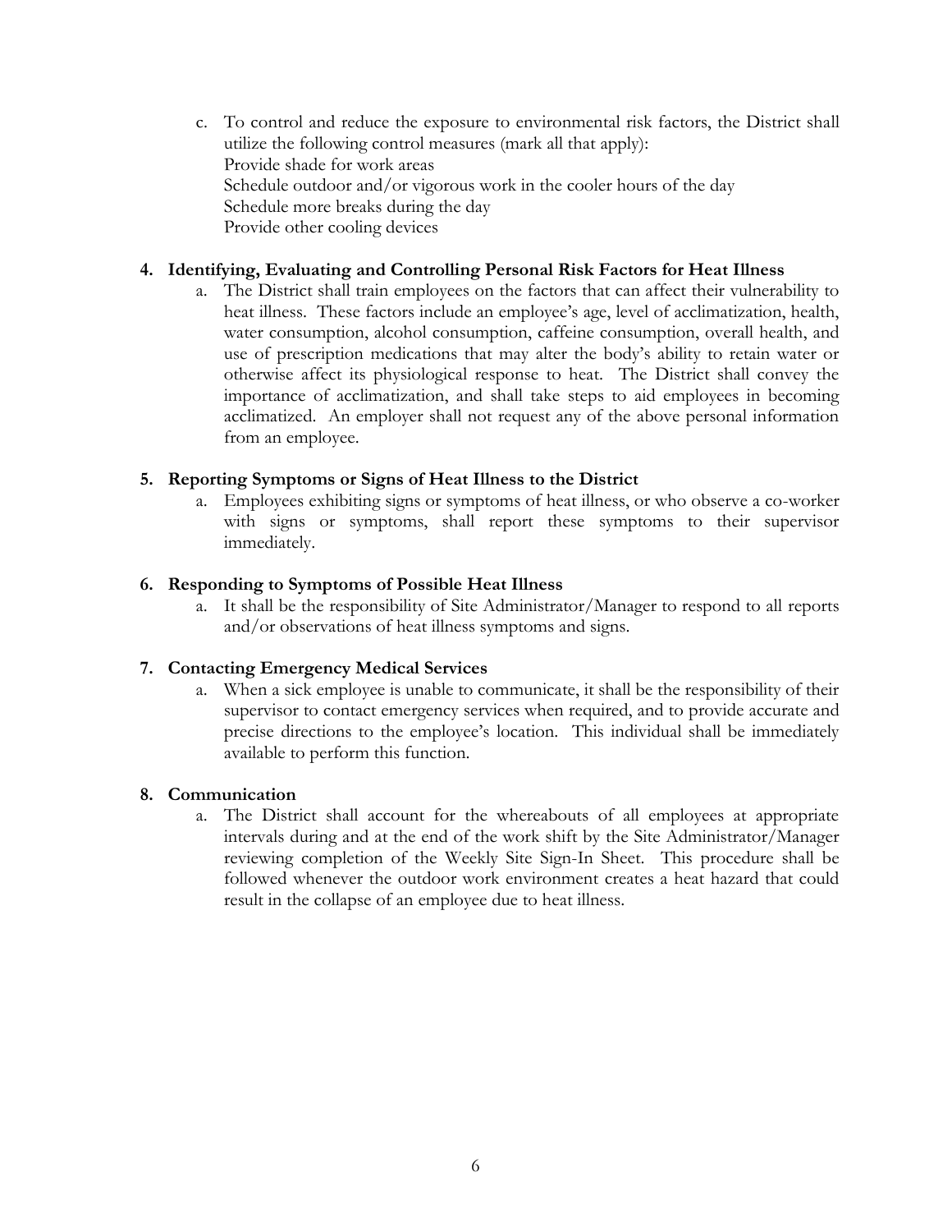c. To control and reduce the exposure to environmental risk factors, the District shall utilize the following control measures (mark all that apply):
   Provide shade for work areas
   Schedule outdoor and/or vigorous work in the cooler hours of the day
   Schedule more breaks during the day
   Provide other cooling devices

**4. Identifying, Evaluating and Controlling Personal Risk Factors for Heat Illness**

a. The District shall train employees on the factors that can affect their vulnerability to heat illness. These factors include an employee's age, level of acclimatization, health, water consumption, alcohol consumption, caffeine consumption, overall health, and use of prescription medications that may alter the body's ability to retain water or otherwise affect its physiological response to heat. The District shall convey the importance of acclimatization, and shall take steps to aid employees in becoming acclimatized. An employer shall not request any of the above personal information from an employee.

**5. Reporting Symptoms or Signs of Heat Illness to the District**

a. Employees exhibiting signs or symptoms of heat illness, or who observe a co-worker with signs or symptoms, shall report these symptoms to their supervisor immediately.

**6. Responding to Symptoms of Possible Heat Illness**

a. It shall be the responsibility of Site Administrator/Manager to respond to all reports and/or observations of heat illness symptoms and signs.

**7. Contacting Emergency Medical Services**

a. When a sick employee is unable to communicate, it shall be the responsibility of their supervisor to contact emergency services when required, and to provide accurate and precise directions to the employee's location. This individual shall be immediately available to perform this function.

**8. Communication**

a. The District shall account for the whereabouts of all employees at appropriate intervals during and at the end of the work shift by the Site Administrator/Manager reviewing completion of the Weekly Site Sign-In Sheet. This procedure shall be followed whenever the outdoor work environment creates a heat hazard that could result in the collapse of an employee due to heat illness.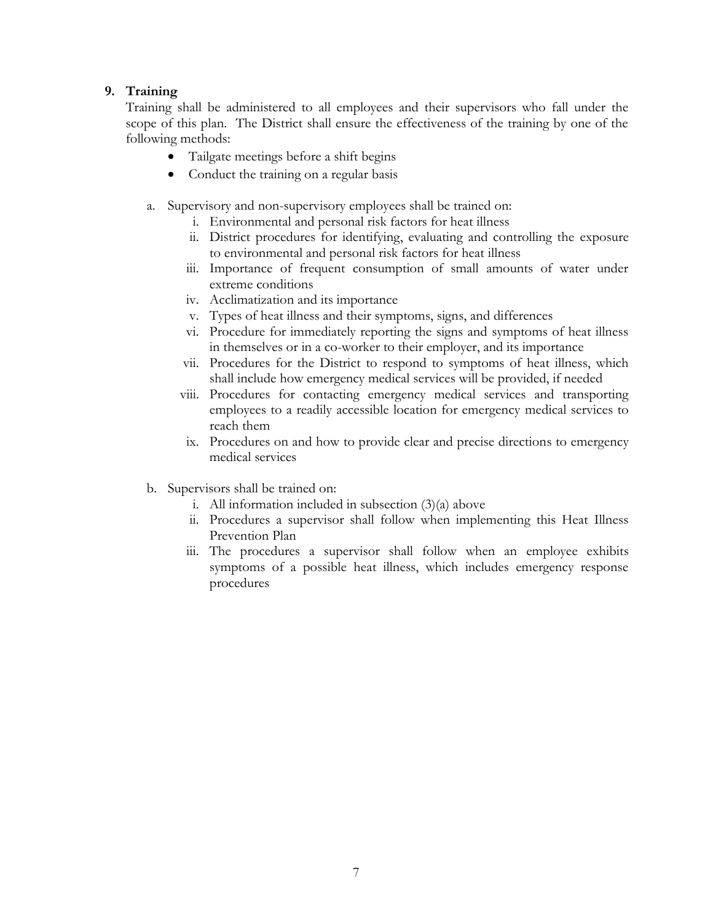## 9. Training

Training shall be administered to all employees and their supervisors who fall under the scope of this plan. The District shall ensure the effectiveness of the training by one of the following methods:

- Tailgate meetings before a shift begins
- Conduct the training on a regular basis

a. Supervisory and non-supervisory employees shall be trained on:

   i. Environmental and personal risk factors for heat illness

   ii. District procedures for identifying, evaluating and controlling the exposure to environmental and personal risk factors for heat illness

   iii. Importance of frequent consumption of small amounts of water under extreme conditions

   iv. Acclimatization and its importance

   v. Types of heat illness and their symptoms, signs, and differences

   vi. Procedure for immediately reporting the signs and symptoms of heat illness in themselves or in a co-worker to their employer, and its importance

   vii. Procedures for the District to respond to symptoms of heat illness, which shall include how emergency medical services will be provided, if needed

   viii. Procedures for contacting emergency medical services and transporting employees to a readily accessible location for emergency medical services to reach them

   ix. Procedures on and how to provide clear and precise directions to emergency medical services

b. Supervisors shall be trained on:

   i. All information included in subsection (3)(a) above

   ii. Procedures a supervisor shall follow when implementing this Heat Illness Prevention Plan

   iii. The procedures a supervisor shall follow when an employee exhibits symptoms of a possible heat illness, which includes emergency response procedures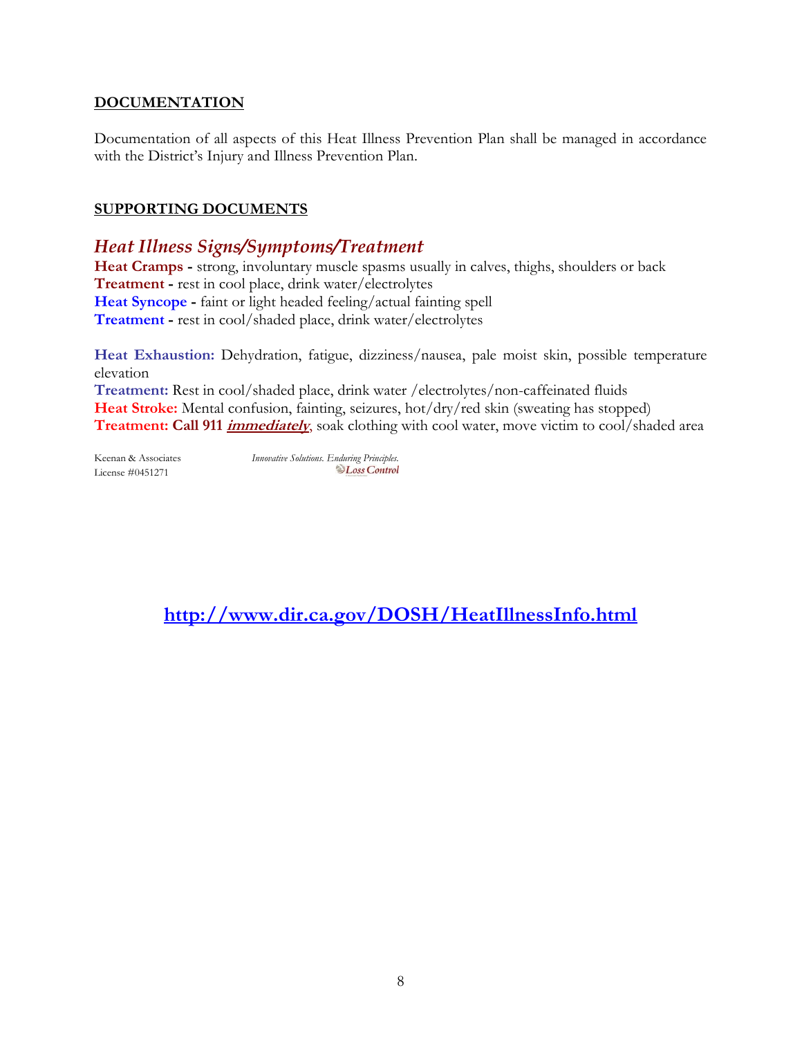## DOCUMENTATION

Documentation of all aspects of this Heat Illness Prevention Plan shall be managed in accordance with the District's Injury and Illness Prevention Plan.

## SUPPORTING DOCUMENTS

### *Heat Illness Signs/Symptoms/Treatment*

**Heat Cramps -** strong, involuntary muscle spasms usually in calves, thighs, shoulders or back
**Treatment -** rest in cool place, drink water/electrolytes
**Heat Syncope -** faint or light headed feeling/actual fainting spell
**Treatment -** rest in cool/shaded place, drink water/electrolytes

**Heat Exhaustion:** Dehydration, fatigue, dizziness/nausea, pale moist skin, possible temperature elevation
**Treatment:** Rest in cool/shaded place, drink water /electrolytes/non-caffeinated fluids
**Heat Stroke:** Mental confusion, fainting, seizures, hot/dry/red skin (sweating has stopped)
**Treatment: Call 911 *immediately***, soak clothing with cool water, move victim to cool/shaded area

Keenan & Associates
License #0451271

*Innovative Solutions. Enduring Principles.*
*Loss Control*

**http://www.dir.ca.gov/DOSH/HeatIllnessInfo.html**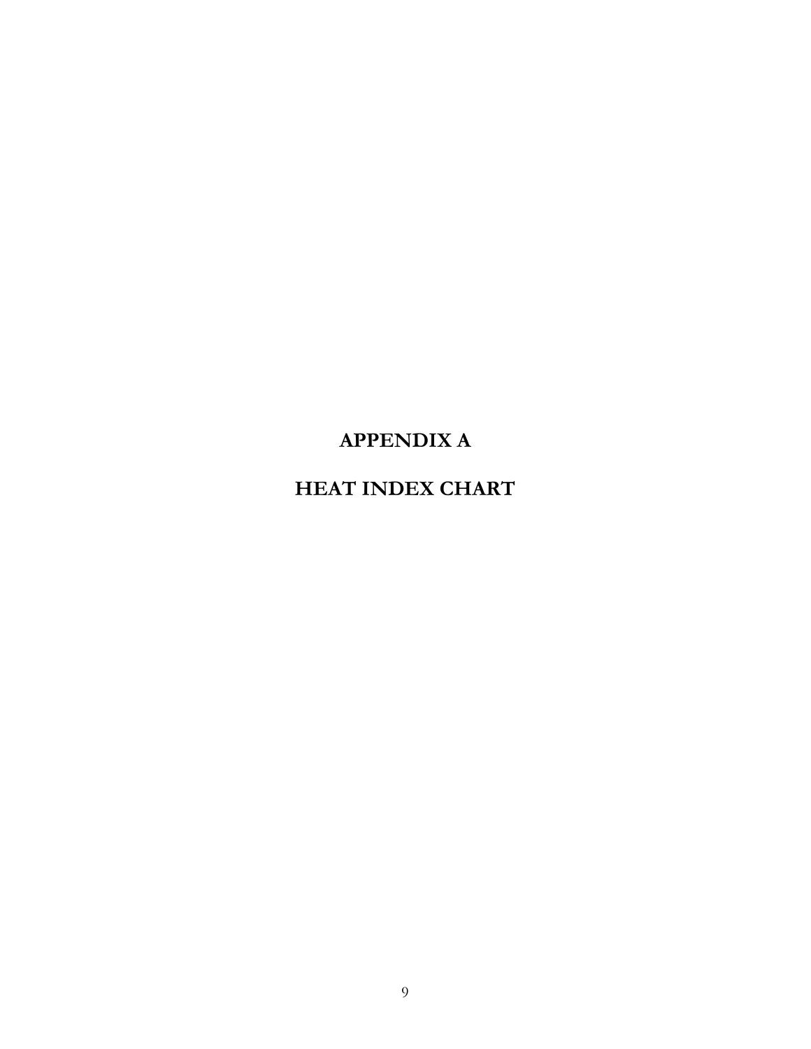# APPENDIX A

# HEAT INDEX CHART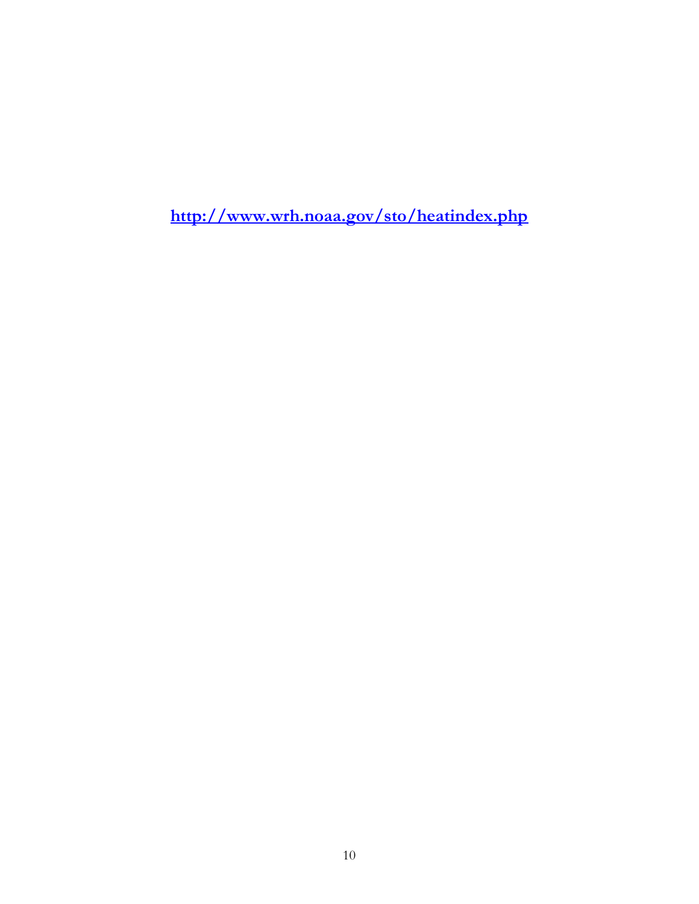**http://www.wrh.noaa.gov/sto/heatindex.php**